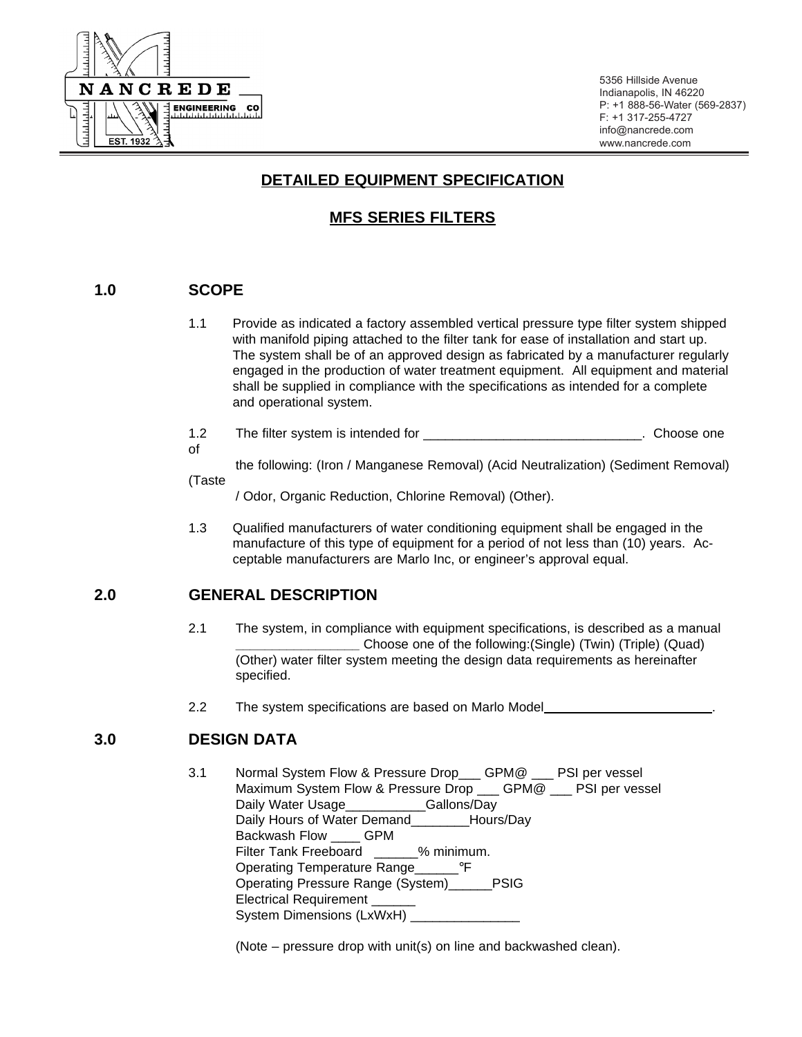NANCREDE ENGINEERING CO
EST. 1932

5356 Hillside Avenue
Indianapolis, IN 46220
P: +1 888-56-Water (569-2837)
F: +1 317-255-4727
info@nancrede.com
www.nancrede.com

# DETAILED EQUIPMENT SPECIFICATION

## MFS SERIES FILTERS

## 1.0 SCOPE

1.1 Provide as indicated a factory assembled vertical pressure type filter system shipped with manifold piping attached to the filter tank for ease of installation and start up. The system shall be of an approved design as fabricated by a manufacturer regularly engaged in the production of water treatment equipment. All equipment and material shall be supplied in compliance with the specifications as intended for a complete and operational system.

1.2 The filter system is intended for ______________________________. Choose one of the following: (Iron / Manganese Removal) (Acid Neutralization) (Sediment Removal) (Taste / Odor, Organic Reduction, Chlorine Removal) (Other).

1.3 Qualified manufacturers of water conditioning equipment shall be engaged in the manufacture of this type of equipment for a period of not less than (10) years. Acceptable manufacturers are Marlo Inc, or engineer's approval equal.

## 2.0 GENERAL DESCRIPTION

2.1 The system, in compliance with equipment specifications, is described as a manual ________________ Choose one of the following:(Single) (Twin) (Triple) (Quad) (Other) water filter system meeting the design data requirements as hereinafter specified.

2.2 The system specifications are based on Marlo Model________________________.

## 3.0 DESIGN DATA

3.1 Normal System Flow & Pressure Drop___ GPM@ ___ PSI per vessel
Maximum System Flow & Pressure Drop ___ GPM@ ___ PSI per vessel
Daily Water Usage___________Gallons/Day
Daily Hours of Water Demand________Hours/Day
Backwash Flow ____ GPM
Filter Tank Freeboard ______% minimum.
Operating Temperature Range______℉
Operating Pressure Range (System)______PSIG
Electrical Requirement ______
System Dimensions (LxWxH) _______________

(Note – pressure drop with unit(s) on line and backwashed clean).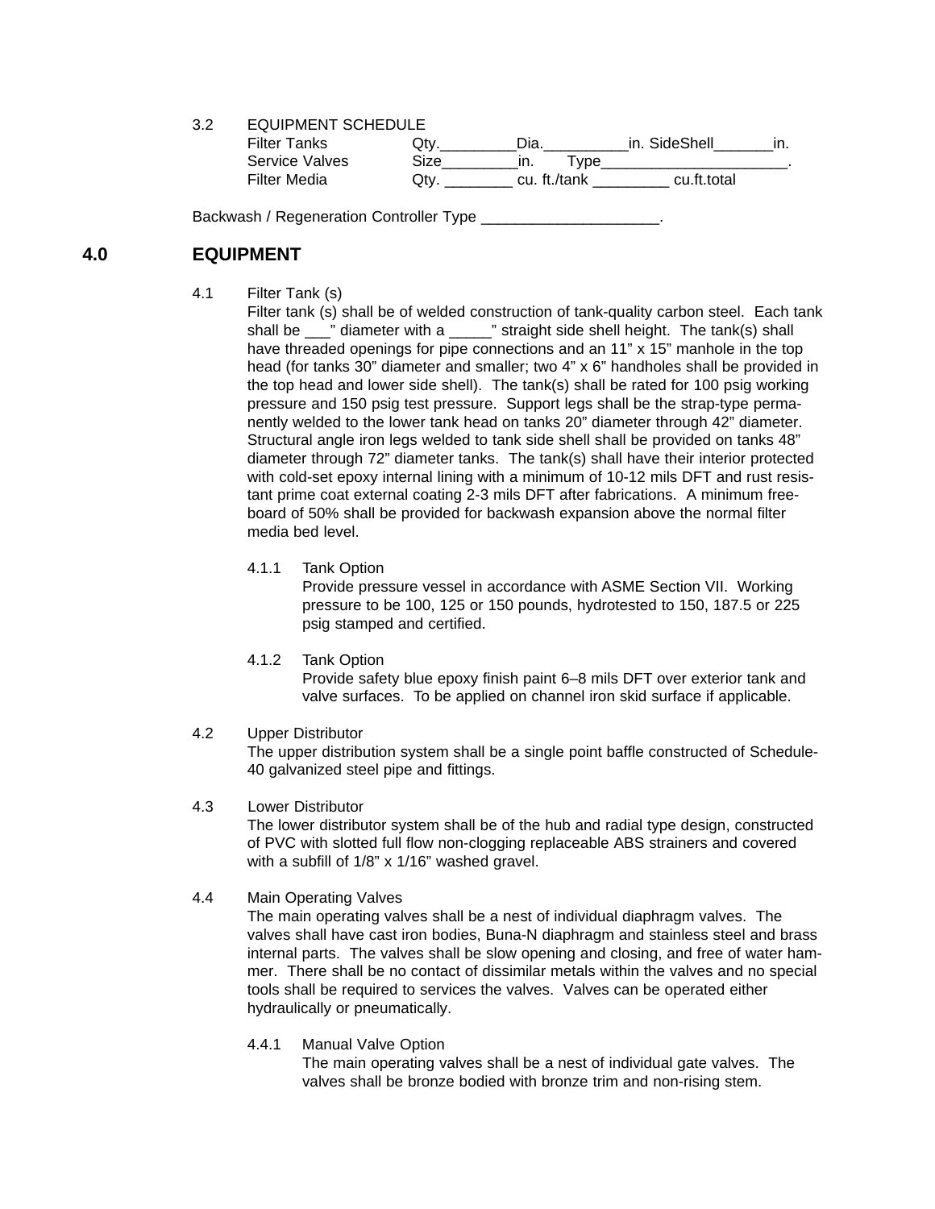3.2 EQUIPMENT SCHEDULE

| | | | |
|---|---|---|---|
| Filter Tanks | Qty.\_\_\_\_\_\_\_\_\_ | Dia.\_\_\_\_\_\_\_\_\_\_in. | SideShell\_\_\_\_\_\_\_in. |
| Service Valves | Size\_\_\_\_\_\_\_\_\_in. | Type\_\_\_\_\_\_\_\_\_\_\_\_\_\_\_\_\_\_\_\_\_\_. | |
| Filter Media | Qty. \_\_\_\_\_\_\_\_ cu. ft./tank | \_\_\_\_\_\_\_\_\_ cu.ft.total | |

Backwash / Regeneration Controller Type \_\_\_\_\_\_\_\_\_\_\_\_\_\_\_\_\_\_\_\_\_.

## 4.0 EQUIPMENT

4.1 Filter Tank (s)

Filter tank (s) shall be of welded construction of tank-quality carbon steel. Each tank shall be \_\_\_" diameter with a \_\_\_\_\_" straight side shell height. The tank(s) shall have threaded openings for pipe connections and an 11" x 15" manhole in the top head (for tanks 30" diameter and smaller; two 4" x 6" handholes shall be provided in the top head and lower side shell). The tank(s) shall be rated for 100 psig working pressure and 150 psig test pressure. Support legs shall be the strap-type permanently welded to the lower tank head on tanks 20" diameter through 42" diameter. Structural angle iron legs welded to tank side shell shall be provided on tanks 48" diameter through 72" diameter tanks. The tank(s) shall have their interior protected with cold-set epoxy internal lining with a minimum of 10-12 mils DFT and rust resistant prime coat external coating 2-3 mils DFT after fabrications. A minimum freeboard of 50% shall be provided for backwash expansion above the normal filter media bed level.

4.1.1 Tank Option

Provide pressure vessel in accordance with ASME Section VII. Working pressure to be 100, 125 or 150 pounds, hydrotested to 150, 187.5 or 225 psig stamped and certified.

4.1.2 Tank Option

Provide safety blue epoxy finish paint 6–8 mils DFT over exterior tank and valve surfaces. To be applied on channel iron skid surface if applicable.

4.2 Upper Distributor

The upper distribution system shall be a single point baffle constructed of Schedule-40 galvanized steel pipe and fittings.

4.3 Lower Distributor

The lower distributor system shall be of the hub and radial type design, constructed of PVC with slotted full flow non-clogging replaceable ABS strainers and covered with a subfill of 1/8" x 1/16" washed gravel.

4.4 Main Operating Valves

The main operating valves shall be a nest of individual diaphragm valves. The valves shall have cast iron bodies, Buna-N diaphragm and stainless steel and brass internal parts. The valves shall be slow opening and closing, and free of water hammer. There shall be no contact of dissimilar metals within the valves and no special tools shall be required to services the valves. Valves can be operated either hydraulically or pneumatically.

4.4.1 Manual Valve Option

The main operating valves shall be a nest of individual gate valves. The valves shall be bronze bodied with bronze trim and non-rising stem.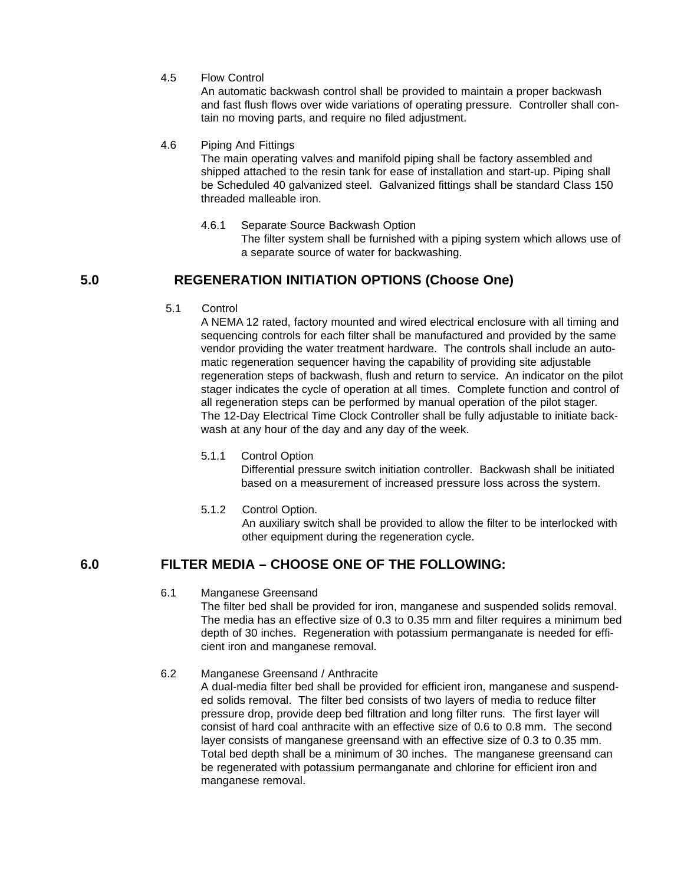4.5 Flow Control

An automatic backwash control shall be provided to maintain a proper backwash and fast flush flows over wide variations of operating pressure. Controller shall contain no moving parts, and require no filed adjustment.

4.6 Piping And Fittings

The main operating valves and manifold piping shall be factory assembled and shipped attached to the resin tank for ease of installation and start-up. Piping shall be Scheduled 40 galvanized steel. Galvanized fittings shall be standard Class 150 threaded malleable iron.

4.6.1 Separate Source Backwash Option

The filter system shall be furnished with a piping system which allows use of a separate source of water for backwashing.

## 5.0 REGENERATION INITIATION OPTIONS (Choose One)

5.1 Control

A NEMA 12 rated, factory mounted and wired electrical enclosure with all timing and sequencing controls for each filter shall be manufactured and provided by the same vendor providing the water treatment hardware. The controls shall include an automatic regeneration sequencer having the capability of providing site adjustable regeneration steps of backwash, flush and return to service. An indicator on the pilot stager indicates the cycle of operation at all times. Complete function and control of all regeneration steps can be performed by manual operation of the pilot stager. The 12-Day Electrical Time Clock Controller shall be fully adjustable to initiate backwash at any hour of the day and any day of the week.

5.1.1 Control Option

Differential pressure switch initiation controller. Backwash shall be initiated based on a measurement of increased pressure loss across the system.

5.1.2 Control Option.

An auxiliary switch shall be provided to allow the filter to be interlocked with other equipment during the regeneration cycle.

## 6.0 FILTER MEDIA – CHOOSE ONE OF THE FOLLOWING:

6.1 Manganese Greensand

The filter bed shall be provided for iron, manganese and suspended solids removal. The media has an effective size of 0.3 to 0.35 mm and filter requires a minimum bed depth of 30 inches. Regeneration with potassium permanganate is needed for efficient iron and manganese removal.

6.2 Manganese Greensand / Anthracite

A dual-media filter bed shall be provided for efficient iron, manganese and suspended solids removal. The filter bed consists of two layers of media to reduce filter pressure drop, provide deep bed filtration and long filter runs. The first layer will consist of hard coal anthracite with an effective size of 0.6 to 0.8 mm. The second layer consists of manganese greensand with an effective size of 0.3 to 0.35 mm. Total bed depth shall be a minimum of 30 inches. The manganese greensand can be regenerated with potassium permanganate and chlorine for efficient iron and manganese removal.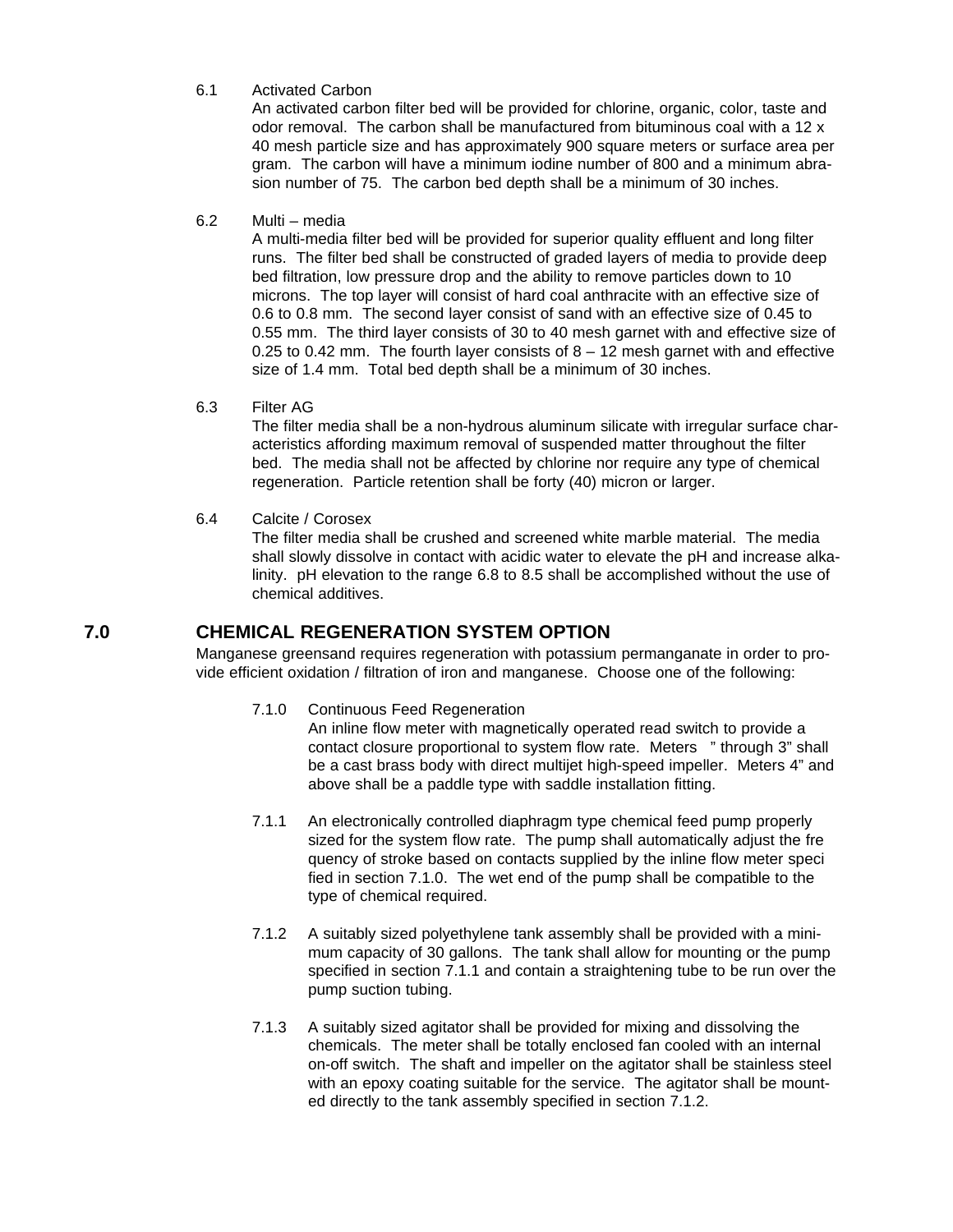6.1 Activated Carbon

An activated carbon filter bed will be provided for chlorine, organic, color, taste and odor removal. The carbon shall be manufactured from bituminous coal with a 12 x 40 mesh particle size and has approximately 900 square meters or surface area per gram. The carbon will have a minimum iodine number of 800 and a minimum abrasion number of 75. The carbon bed depth shall be a minimum of 30 inches.

6.2 Multi – media

A multi-media filter bed will be provided for superior quality effluent and long filter runs. The filter bed shall be constructed of graded layers of media to provide deep bed filtration, low pressure drop and the ability to remove particles down to 10 microns. The top layer will consist of hard coal anthracite with an effective size of 0.6 to 0.8 mm. The second layer consist of sand with an effective size of 0.45 to 0.55 mm. The third layer consists of 30 to 40 mesh garnet with and effective size of 0.25 to 0.42 mm. The fourth layer consists of 8 – 12 mesh garnet with and effective size of 1.4 mm. Total bed depth shall be a minimum of 30 inches.

6.3 Filter AG

The filter media shall be a non-hydrous aluminum silicate with irregular surface characteristics affording maximum removal of suspended matter throughout the filter bed. The media shall not be affected by chlorine nor require any type of chemical regeneration. Particle retention shall be forty (40) micron or larger.

6.4 Calcite / Corosex

The filter media shall be crushed and screened white marble material. The media shall slowly dissolve in contact with acidic water to elevate the pH and increase alkalinity. pH elevation to the range 6.8 to 8.5 shall be accomplished without the use of chemical additives.

## 7.0 CHEMICAL REGENERATION SYSTEM OPTION

Manganese greensand requires regeneration with potassium permanganate in order to provide efficient oxidation / filtration of iron and manganese. Choose one of the following:

7.1.0 Continuous Feed Regeneration

An inline flow meter with magnetically operated read switch to provide a contact closure proportional to system flow rate. Meters " through 3" shall be a cast brass body with direct multijet high-speed impeller. Meters 4" and above shall be a paddle type with saddle installation fitting.

7.1.1 An electronically controlled diaphragm type chemical feed pump properly sized for the system flow rate. The pump shall automatically adjust the frequency of stroke based on contacts supplied by the inline flow meter specified in section 7.1.0. The wet end of the pump shall be compatible to the type of chemical required.

7.1.2 A suitably sized polyethylene tank assembly shall be provided with a minimum capacity of 30 gallons. The tank shall allow for mounting or the pump specified in section 7.1.1 and contain a straightening tube to be run over the pump suction tubing.

7.1.3 A suitably sized agitator shall be provided for mixing and dissolving the chemicals. The meter shall be totally enclosed fan cooled with an internal on-off switch. The shaft and impeller on the agitator shall be stainless steel with an epoxy coating suitable for the service. The agitator shall be mounted directly to the tank assembly specified in section 7.1.2.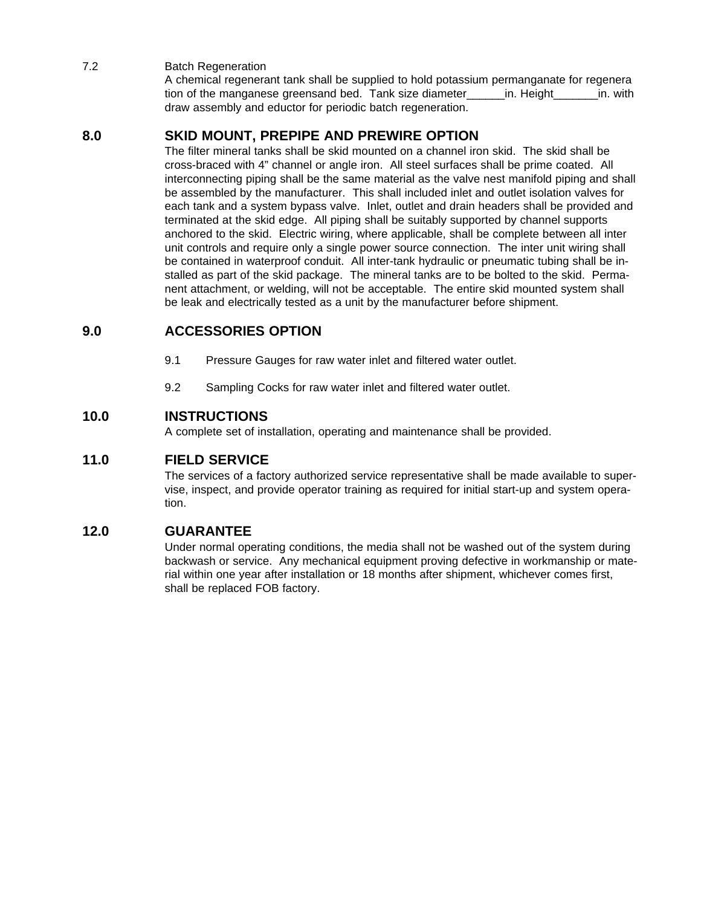7.2 Batch Regeneration

A chemical regenerant tank shall be supplied to hold potassium permanganate for regeneration of the manganese greensand bed. Tank size diameter______in. Height_______in. with draw assembly and eductor for periodic batch regeneration.

## 8.0 SKID MOUNT, PREPIPE AND PREWIRE OPTION

The filter mineral tanks shall be skid mounted on a channel iron skid. The skid shall be cross-braced with 4" channel or angle iron. All steel surfaces shall be prime coated. All interconnecting piping shall be the same material as the valve nest manifold piping and shall be assembled by the manufacturer. This shall included inlet and outlet isolation valves for each tank and a system bypass valve. Inlet, outlet and drain headers shall be provided and terminated at the skid edge. All piping shall be suitably supported by channel supports anchored to the skid. Electric wiring, where applicable, shall be complete between all inter unit controls and require only a single power source connection. The inter unit wiring shall be contained in waterproof conduit. All inter-tank hydraulic or pneumatic tubing shall be installed as part of the skid package. The mineral tanks are to be bolted to the skid. Permanent attachment, or welding, will not be acceptable. The entire skid mounted system shall be leak and electrically tested as a unit by the manufacturer before shipment.

## 9.0 ACCESSORIES OPTION

9.1 Pressure Gauges for raw water inlet and filtered water outlet.

9.2 Sampling Cocks for raw water inlet and filtered water outlet.

## 10.0 INSTRUCTIONS

A complete set of installation, operating and maintenance shall be provided.

## 11.0 FIELD SERVICE

The services of a factory authorized service representative shall be made available to supervise, inspect, and provide operator training as required for initial start-up and system operation.

## 12.0 GUARANTEE

Under normal operating conditions, the media shall not be washed out of the system during backwash or service. Any mechanical equipment proving defective in workmanship or material within one year after installation or 18 months after shipment, whichever comes first, shall be replaced FOB factory.